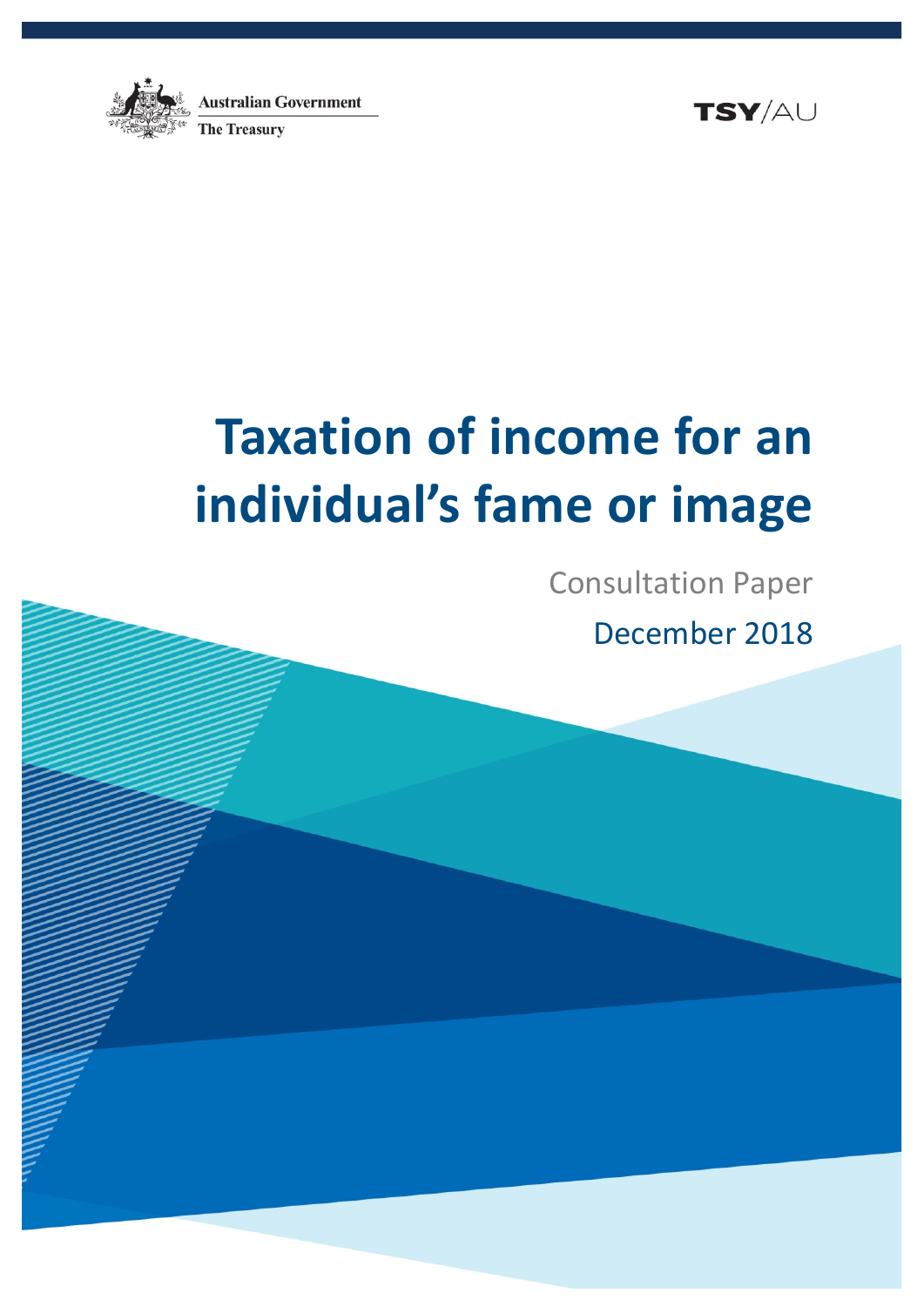Australian Government

The Treasury

TSY/AU

# Taxation of income for an individual's fame or image

Consultation Paper

December 2018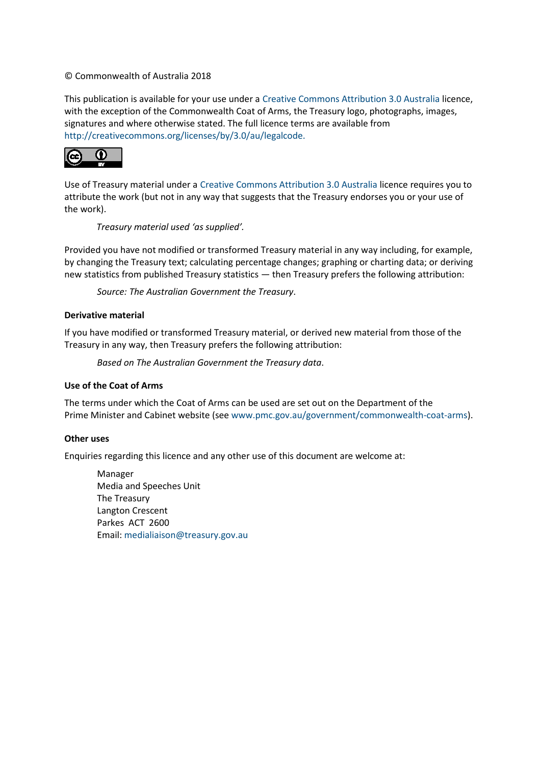© Commonwealth of Australia 2018

This publication is available for your use under a Creative Commons Attribution 3.0 Australia licence, with the exception of the Commonwealth Coat of Arms, the Treasury logo, photographs, images, signatures and where otherwise stated. The full licence terms are available from http://creativecommons.org/licenses/by/3.0/au/legalcode.

Use of Treasury material under a Creative Commons Attribution 3.0 Australia licence requires you to attribute the work (but not in any way that suggests that the Treasury endorses you or your use of the work).

*Treasury material used 'as supplied'.*

Provided you have not modified or transformed Treasury material in any way including, for example, by changing the Treasury text; calculating percentage changes; graphing or charting data; or deriving new statistics from published Treasury statistics — then Treasury prefers the following attribution:

*Source: The Australian Government the Treasury*.

**Derivative material**

If you have modified or transformed Treasury material, or derived new material from those of the Treasury in any way, then Treasury prefers the following attribution:

*Based on The Australian Government the Treasury data*.

**Use of the Coat of Arms**

The terms under which the Coat of Arms can be used are set out on the Department of the Prime Minister and Cabinet website (see www.pmc.gov.au/government/commonwealth-coat-arms).

**Other uses**

Enquiries regarding this licence and any other use of this document are welcome at:

Manager
Media and Speeches Unit
The Treasury
Langton Crescent
Parkes ACT 2600
Email: medialiaison@treasury.gov.au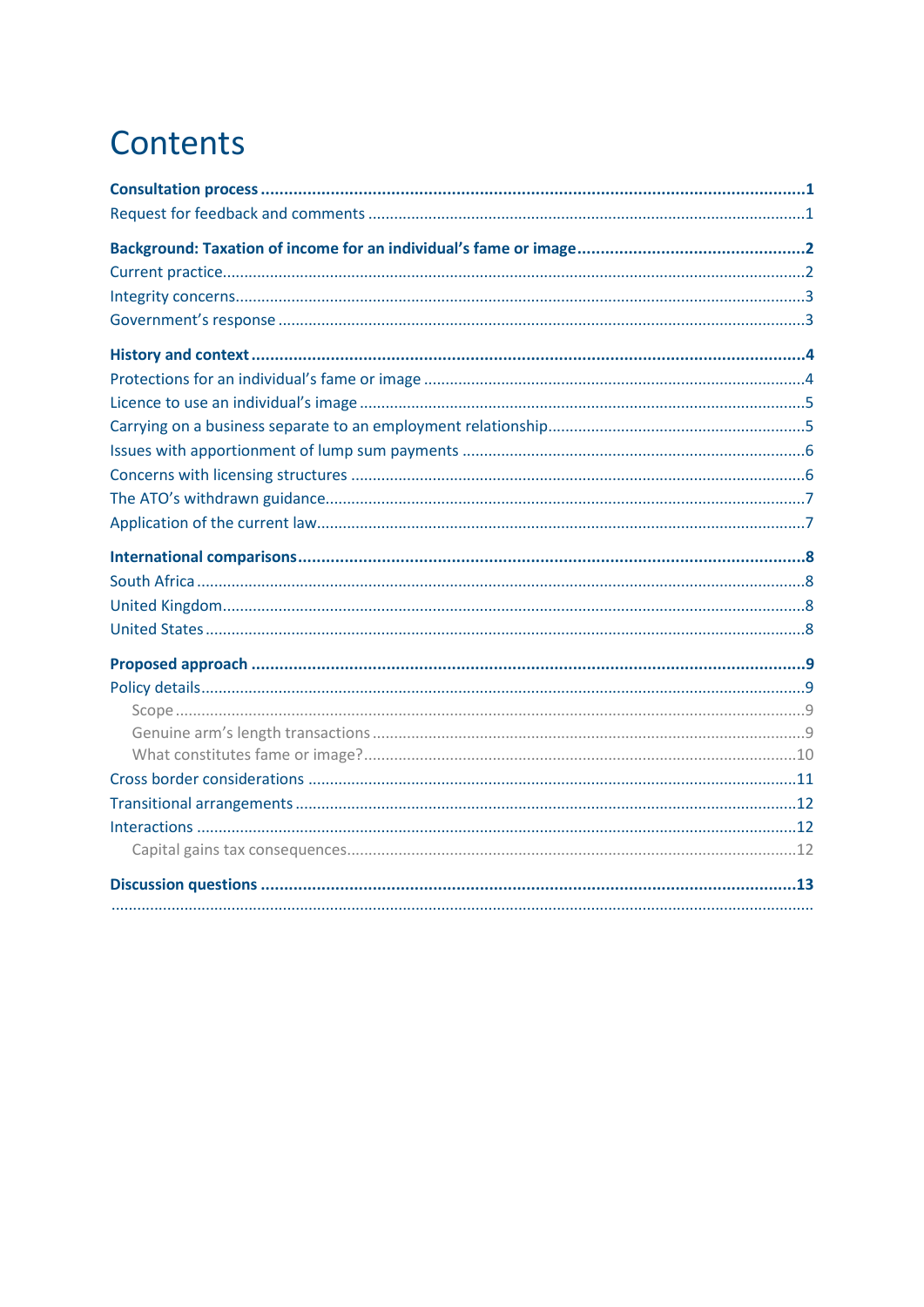# Contents

**Consultation process** .......... **1**

Request for feedback and comments .......... 1

**Background: Taxation of income for an individual's fame or image** .......... **2**

Current practice .......... 2

Integrity concerns .......... 3

Government's response .......... 3

**History and context** .......... **4**

Protections for an individual's fame or image .......... 4

Licence to use an individual's image .......... 5

Carrying on a business separate to an employment relationship .......... 5

Issues with apportionment of lump sum payments .......... 6

Concerns with licensing structures .......... 6

The ATO's withdrawn guidance .......... 7

Application of the current law .......... 7

**International comparisons** .......... **8**

South Africa .......... 8

United Kingdom .......... 8

United States .......... 8

**Proposed approach** .......... **9**

Policy details .......... 9

- Scope .......... 9
- Genuine arm's length transactions .......... 9
- What constitutes fame or image? .......... 10

Cross border considerations .......... 11

Transitional arrangements .......... 12

Interactions .......... 12

- Capital gains tax consequences .......... 12

**Discussion questions** .......... **13**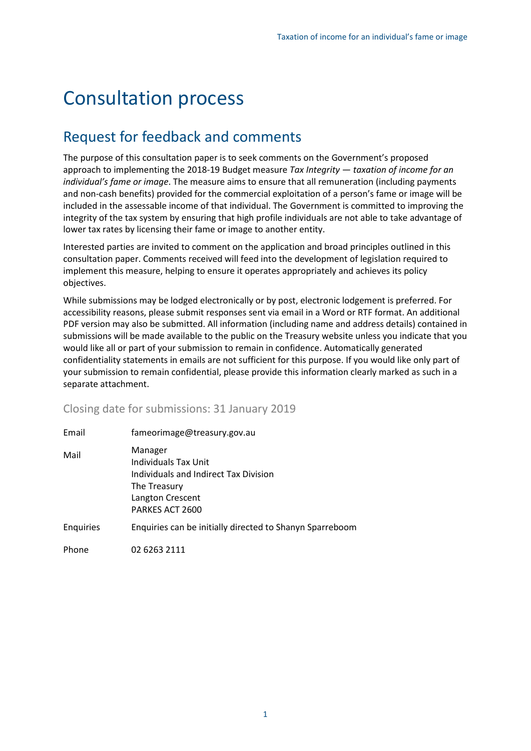# Consultation process

## Request for feedback and comments

The purpose of this consultation paper is to seek comments on the Government's proposed approach to implementing the 2018-19 Budget measure *Tax Integrity — taxation of income for an individual's fame or image*. The measure aims to ensure that all remuneration (including payments and non-cash benefits) provided for the commercial exploitation of a person's fame or image will be included in the assessable income of that individual. The Government is committed to improving the integrity of the tax system by ensuring that high profile individuals are not able to take advantage of lower tax rates by licensing their fame or image to another entity.

Interested parties are invited to comment on the application and broad principles outlined in this consultation paper. Comments received will feed into the development of legislation required to implement this measure, helping to ensure it operates appropriately and achieves its policy objectives.

While submissions may be lodged electronically or by post, electronic lodgement is preferred. For accessibility reasons, please submit responses sent via email in a Word or RTF format. An additional PDF version may also be submitted. All information (including name and address details) contained in submissions will be made available to the public on the Treasury website unless you indicate that you would like all or part of your submission to remain in confidence. Automatically generated confidentiality statements in emails are not sufficient for this purpose. If you would like only part of your submission to remain confidential, please provide this information clearly marked as such in a separate attachment.

### Closing date for submissions: 31 January 2019

| | |
|---|---|
| Email | fameorimage@treasury.gov.au |
| Mail | Manager<br>Individuals Tax Unit<br>Individuals and Indirect Tax Division<br>The Treasury<br>Langton Crescent<br>PARKES ACT 2600 |
| Enquiries | Enquiries can be initially directed to Shanyn Sparreboom |
| Phone | 02 6263 2111 |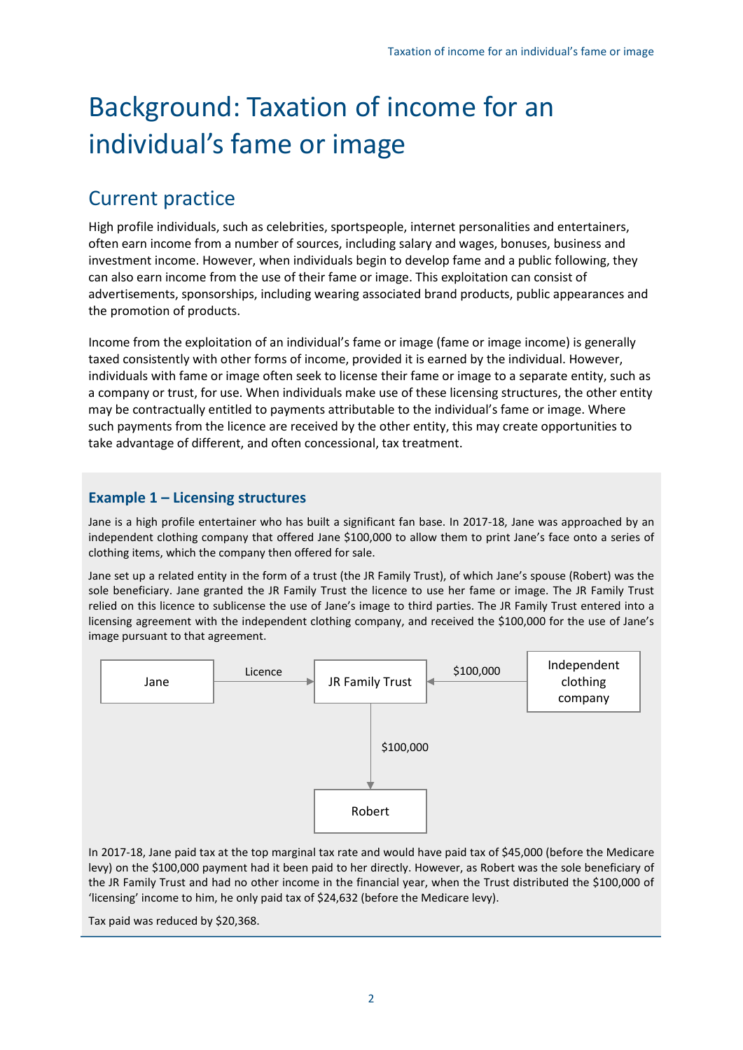# Background: Taxation of income for an individual's fame or image

## Current practice

High profile individuals, such as celebrities, sportspeople, internet personalities and entertainers, often earn income from a number of sources, including salary and wages, bonuses, business and investment income. However, when individuals begin to develop fame and a public following, they can also earn income from the use of their fame or image. This exploitation can consist of advertisements, sponsorships, including wearing associated brand products, public appearances and the promotion of products.

Income from the exploitation of an individual's fame or image (fame or image income) is generally taxed consistently with other forms of income, provided it is earned by the individual. However, individuals with fame or image often seek to license their fame or image to a separate entity, such as a company or trust, for use. When individuals make use of these licensing structures, the other entity may be contractually entitled to payments attributable to the individual's fame or image. Where such payments from the licence are received by the other entity, this may create opportunities to take advantage of different, and often concessional, tax treatment.

### Example 1 – Licensing structures

Jane is a high profile entertainer who has built a significant fan base. In 2017-18, Jane was approached by an independent clothing company that offered Jane $100,000 to allow them to print Jane's face onto a series of clothing items, which the company then offered for sale.

Jane set up a related entity in the form of a trust (the JR Family Trust), of which Jane's spouse (Robert) was the sole beneficiary. Jane granted the JR Family Trust the licence to use her fame or image. The JR Family Trust relied on this licence to sublicense the use of Jane's image to third parties. The JR Family Trust entered into a licensing agreement with the independent clothing company, and received the $100,000 for the use of Jane's image pursuant to that agreement.

Jane → (Licence) → JR Family Trust ← ($100,000) ← Independent clothing company

JR Family Trust → ($100,000) → Robert

In 2017-18, Jane paid tax at the top marginal tax rate and would have paid tax of $45,000 (before the Medicare levy) on the $100,000 payment had it been paid to her directly. However, as Robert was the sole beneficiary of the JR Family Trust and had no other income in the financial year, when the Trust distributed the $100,000 of 'licensing' income to him, he only paid tax of $24,632 (before the Medicare levy).

Tax paid was reduced by $20,368.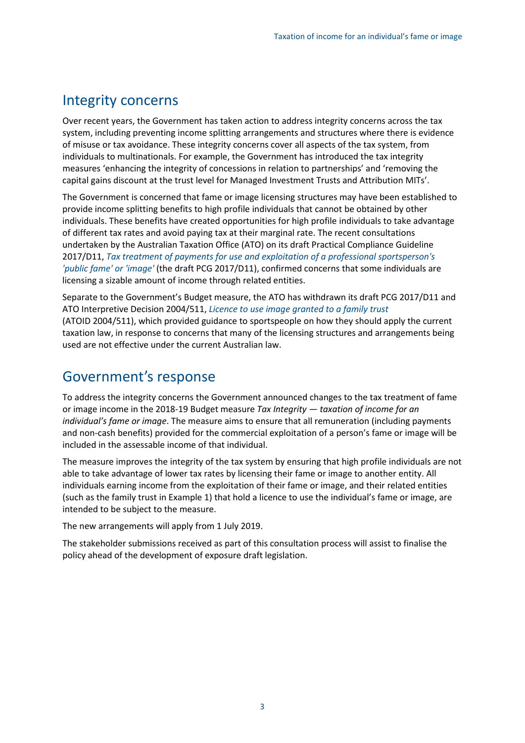## Integrity concerns

Over recent years, the Government has taken action to address integrity concerns across the tax system, including preventing income splitting arrangements and structures where there is evidence of misuse or tax avoidance. These integrity concerns cover all aspects of the tax system, from individuals to multinationals. For example, the Government has introduced the tax integrity measures 'enhancing the integrity of concessions in relation to partnerships' and 'removing the capital gains discount at the trust level for Managed Investment Trusts and Attribution MITs'.

The Government is concerned that fame or image licensing structures may have been established to provide income splitting benefits to high profile individuals that cannot be obtained by other individuals. These benefits have created opportunities for high profile individuals to take advantage of different tax rates and avoid paying tax at their marginal rate. The recent consultations undertaken by the Australian Taxation Office (ATO) on its draft Practical Compliance Guideline 2017/D11, *Tax treatment of payments for use and exploitation of a professional sportsperson's 'public fame' or 'image'* (the draft PCG 2017/D11), confirmed concerns that some individuals are licensing a sizable amount of income through related entities.

Separate to the Government's Budget measure, the ATO has withdrawn its draft PCG 2017/D11 and ATO Interpretive Decision 2004/511, *Licence to use image granted to a family trust* (ATOID 2004/511), which provided guidance to sportspeople on how they should apply the current taxation law, in response to concerns that many of the licensing structures and arrangements being used are not effective under the current Australian law.

## Government's response

To address the integrity concerns the Government announced changes to the tax treatment of fame or image income in the 2018-19 Budget measure *Tax Integrity — taxation of income for an individual's fame or image*. The measure aims to ensure that all remuneration (including payments and non-cash benefits) provided for the commercial exploitation of a person's fame or image will be included in the assessable income of that individual.

The measure improves the integrity of the tax system by ensuring that high profile individuals are not able to take advantage of lower tax rates by licensing their fame or image to another entity. All individuals earning income from the exploitation of their fame or image, and their related entities (such as the family trust in Example 1) that hold a licence to use the individual's fame or image, are intended to be subject to the measure.

The new arrangements will apply from 1 July 2019.

The stakeholder submissions received as part of this consultation process will assist to finalise the policy ahead of the development of exposure draft legislation.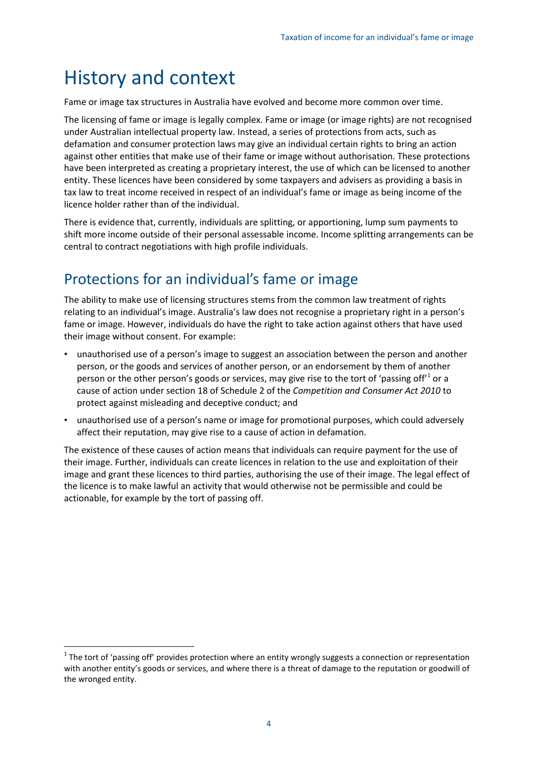# History and context

Fame or image tax structures in Australia have evolved and become more common over time.

The licensing of fame or image is legally complex. Fame or image (or image rights) are not recognised under Australian intellectual property law. Instead, a series of protections from acts, such as defamation and consumer protection laws may give an individual certain rights to bring an action against other entities that make use of their fame or image without authorisation. These protections have been interpreted as creating a proprietary interest, the use of which can be licensed to another entity. These licences have been considered by some taxpayers and advisers as providing a basis in tax law to treat income received in respect of an individual's fame or image as being income of the licence holder rather than of the individual.

There is evidence that, currently, individuals are splitting, or apportioning, lump sum payments to shift more income outside of their personal assessable income. Income splitting arrangements can be central to contract negotiations with high profile individuals.

## Protections for an individual's fame or image

The ability to make use of licensing structures stems from the common law treatment of rights relating to an individual's image. Australia's law does not recognise a proprietary right in a person's fame or image. However, individuals do have the right to take action against others that have used their image without consent. For example:

- unauthorised use of a person's image to suggest an association between the person and another person, or the goods and services of another person, or an endorsement by them of another person or the other person's goods or services, may give rise to the tort of 'passing off'[1] or a cause of action under section 18 of Schedule 2 of the *Competition and Consumer Act 2010* to protect against misleading and deceptive conduct; and
- unauthorised use of a person's name or image for promotional purposes, which could adversely affect their reputation, may give rise to a cause of action in defamation.

The existence of these causes of action means that individuals can require payment for the use of their image. Further, individuals can create licences in relation to the use and exploitation of their image and grant these licences to third parties, authorising the use of their image. The legal effect of the licence is to make lawful an activity that would otherwise not be permissible and could be actionable, for example by the tort of passing off.

[1] The tort of 'passing off' provides protection where an entity wrongly suggests a connection or representation with another entity's goods or services, and where there is a threat of damage to the reputation or goodwill of the wronged entity.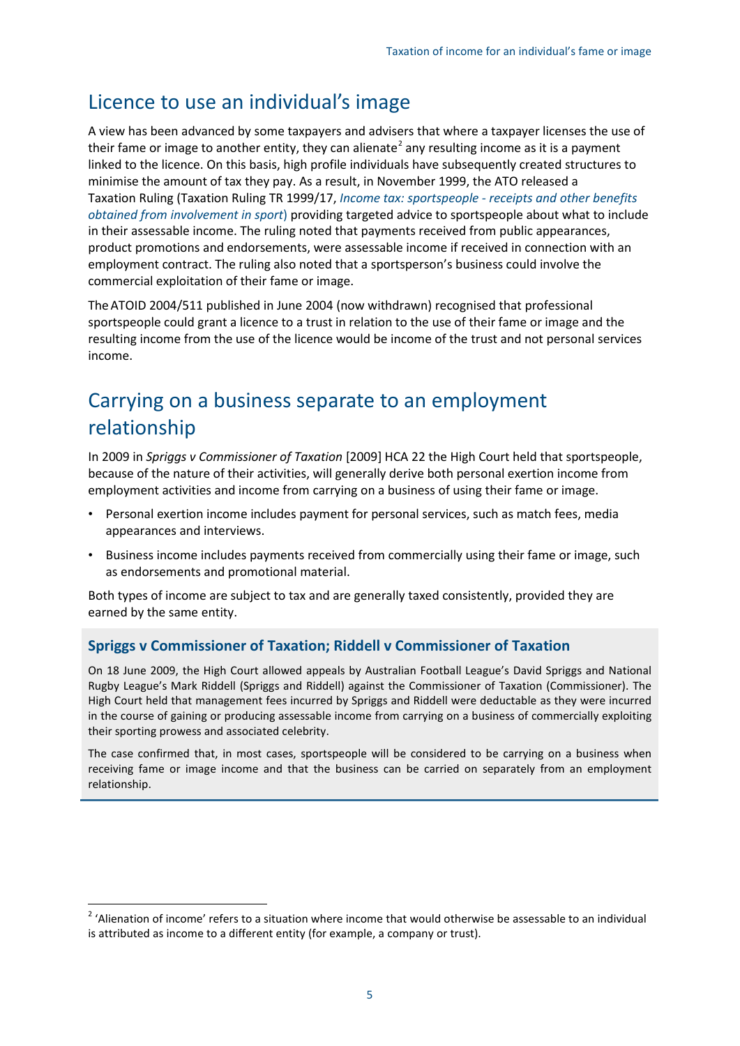## Licence to use an individual's image

A view has been advanced by some taxpayers and advisers that where a taxpayer licenses the use of their fame or image to another entity, they can alienate[2] any resulting income as it is a payment linked to the licence. On this basis, high profile individuals have subsequently created structures to minimise the amount of tax they pay. As a result, in November 1999, the ATO released a Taxation Ruling (Taxation Ruling TR 1999/17, *Income tax: sportspeople - receipts and other benefits obtained from involvement in sport*) providing targeted advice to sportspeople about what to include in their assessable income. The ruling noted that payments received from public appearances, product promotions and endorsements, were assessable income if received in connection with an employment contract. The ruling also noted that a sportsperson's business could involve the commercial exploitation of their fame or image.

The ATOID 2004/511 published in June 2004 (now withdrawn) recognised that professional sportspeople could grant a licence to a trust in relation to the use of their fame or image and the resulting income from the use of the licence would be income of the trust and not personal services income.

## Carrying on a business separate to an employment relationship

In 2009 in *Spriggs v Commissioner of Taxation* [2009] HCA 22 the High Court held that sportspeople, because of the nature of their activities, will generally derive both personal exertion income from employment activities and income from carrying on a business of using their fame or image.

- Personal exertion income includes payment for personal services, such as match fees, media appearances and interviews.
- Business income includes payments received from commercially using their fame or image, such as endorsements and promotional material.

Both types of income are subject to tax and are generally taxed consistently, provided they are earned by the same entity.

### Spriggs v Commissioner of Taxation; Riddell v Commissioner of Taxation

On 18 June 2009, the High Court allowed appeals by Australian Football League's David Spriggs and National Rugby League's Mark Riddell (Spriggs and Riddell) against the Commissioner of Taxation (Commissioner). The High Court held that management fees incurred by Spriggs and Riddell were deductable as they were incurred in the course of gaining or producing assessable income from carrying on a business of commercially exploiting their sporting prowess and associated celebrity.

The case confirmed that, in most cases, sportspeople will be considered to be carrying on a business when receiving fame or image income and that the business can be carried on separately from an employment relationship.

[2] 'Alienation of income' refers to a situation where income that would otherwise be assessable to an individual is attributed as income to a different entity (for example, a company or trust).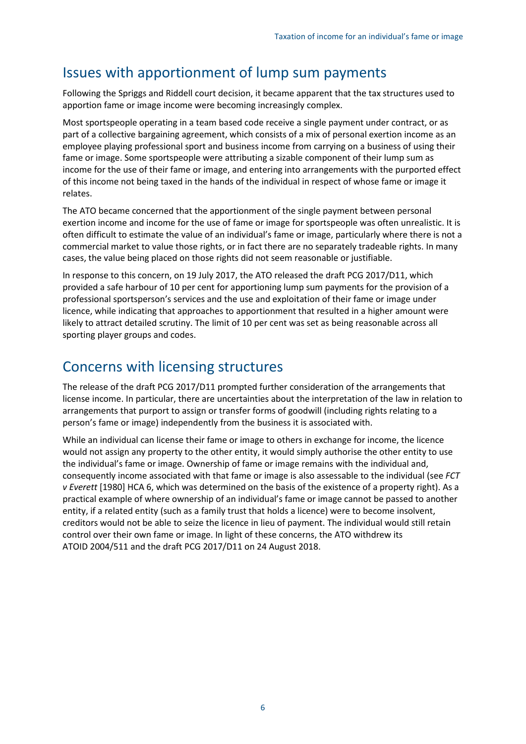## Issues with apportionment of lump sum payments

Following the Spriggs and Riddell court decision, it became apparent that the tax structures used to apportion fame or image income were becoming increasingly complex.

Most sportspeople operating in a team based code receive a single payment under contract, or as part of a collective bargaining agreement, which consists of a mix of personal exertion income as an employee playing professional sport and business income from carrying on a business of using their fame or image. Some sportspeople were attributing a sizable component of their lump sum as income for the use of their fame or image, and entering into arrangements with the purported effect of this income not being taxed in the hands of the individual in respect of whose fame or image it relates.

The ATO became concerned that the apportionment of the single payment between personal exertion income and income for the use of fame or image for sportspeople was often unrealistic. It is often difficult to estimate the value of an individual's fame or image, particularly where there is not a commercial market to value those rights, or in fact there are no separately tradeable rights. In many cases, the value being placed on those rights did not seem reasonable or justifiable.

In response to this concern, on 19 July 2017, the ATO released the draft PCG 2017/D11, which provided a safe harbour of 10 per cent for apportioning lump sum payments for the provision of a professional sportsperson's services and the use and exploitation of their fame or image under licence, while indicating that approaches to apportionment that resulted in a higher amount were likely to attract detailed scrutiny. The limit of 10 per cent was set as being reasonable across all sporting player groups and codes.

## Concerns with licensing structures

The release of the draft PCG 2017/D11 prompted further consideration of the arrangements that license income. In particular, there are uncertainties about the interpretation of the law in relation to arrangements that purport to assign or transfer forms of goodwill (including rights relating to a person's fame or image) independently from the business it is associated with.

While an individual can license their fame or image to others in exchange for income, the licence would not assign any property to the other entity, it would simply authorise the other entity to use the individual's fame or image. Ownership of fame or image remains with the individual and, consequently income associated with that fame or image is also assessable to the individual (see *FCT v Everett* [1980] HCA 6, which was determined on the basis of the existence of a property right). As a practical example of where ownership of an individual's fame or image cannot be passed to another entity, if a related entity (such as a family trust that holds a licence) were to become insolvent, creditors would not be able to seize the licence in lieu of payment. The individual would still retain control over their own fame or image. In light of these concerns, the ATO withdrew its ATOID 2004/511 and the draft PCG 2017/D11 on 24 August 2018.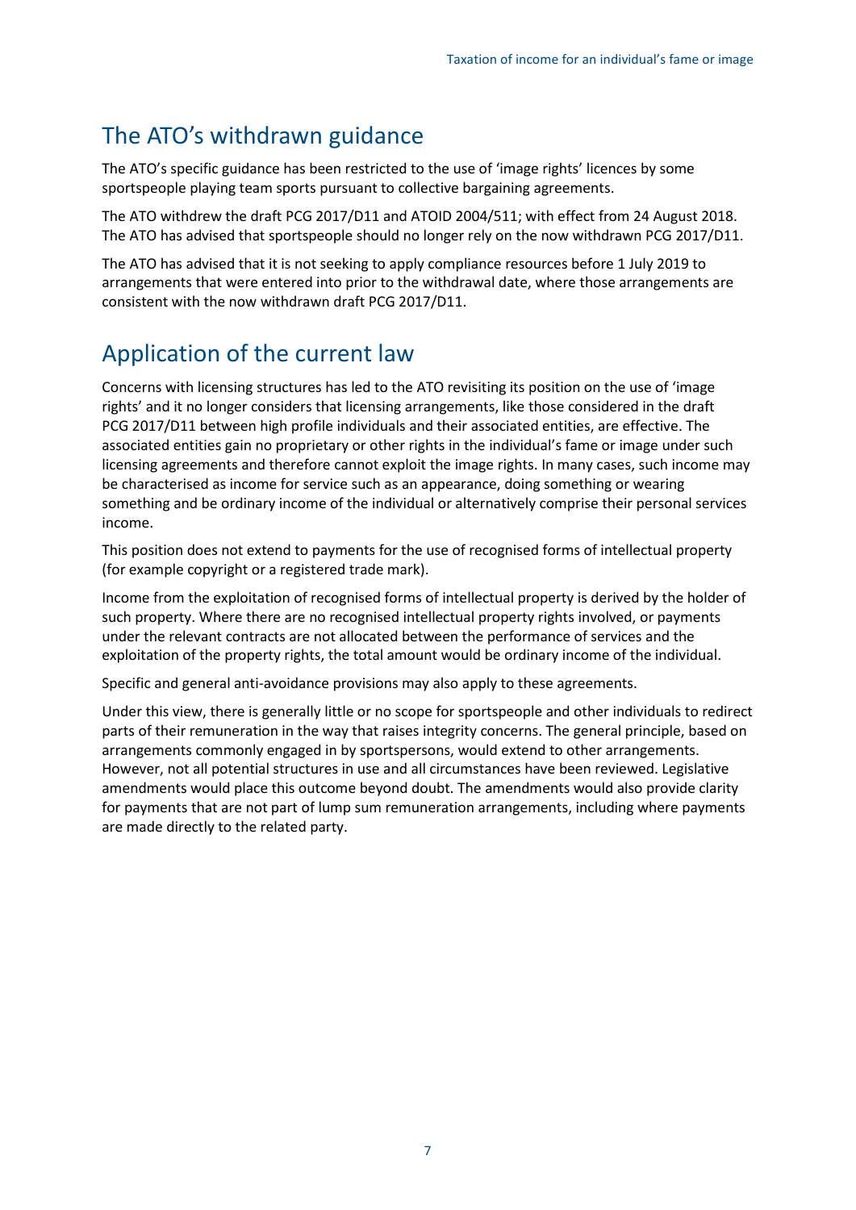## The ATO's withdrawn guidance

The ATO's specific guidance has been restricted to the use of 'image rights' licences by some sportspeople playing team sports pursuant to collective bargaining agreements.

The ATO withdrew the draft PCG 2017/D11 and ATOID 2004/511; with effect from 24 August 2018. The ATO has advised that sportspeople should no longer rely on the now withdrawn PCG 2017/D11.

The ATO has advised that it is not seeking to apply compliance resources before 1 July 2019 to arrangements that were entered into prior to the withdrawal date, where those arrangements are consistent with the now withdrawn draft PCG 2017/D11.

## Application of the current law

Concerns with licensing structures has led to the ATO revisiting its position on the use of 'image rights' and it no longer considers that licensing arrangements, like those considered in the draft PCG 2017/D11 between high profile individuals and their associated entities, are effective. The associated entities gain no proprietary or other rights in the individual's fame or image under such licensing agreements and therefore cannot exploit the image rights. In many cases, such income may be characterised as income for service such as an appearance, doing something or wearing something and be ordinary income of the individual or alternatively comprise their personal services income.

This position does not extend to payments for the use of recognised forms of intellectual property (for example copyright or a registered trade mark).

Income from the exploitation of recognised forms of intellectual property is derived by the holder of such property. Where there are no recognised intellectual property rights involved, or payments under the relevant contracts are not allocated between the performance of services and the exploitation of the property rights, the total amount would be ordinary income of the individual.

Specific and general anti-avoidance provisions may also apply to these agreements.

Under this view, there is generally little or no scope for sportspeople and other individuals to redirect parts of their remuneration in the way that raises integrity concerns. The general principle, based on arrangements commonly engaged in by sportspersons, would extend to other arrangements. However, not all potential structures in use and all circumstances have been reviewed. Legislative amendments would place this outcome beyond doubt. The amendments would also provide clarity for payments that are not part of lump sum remuneration arrangements, including where payments are made directly to the related party.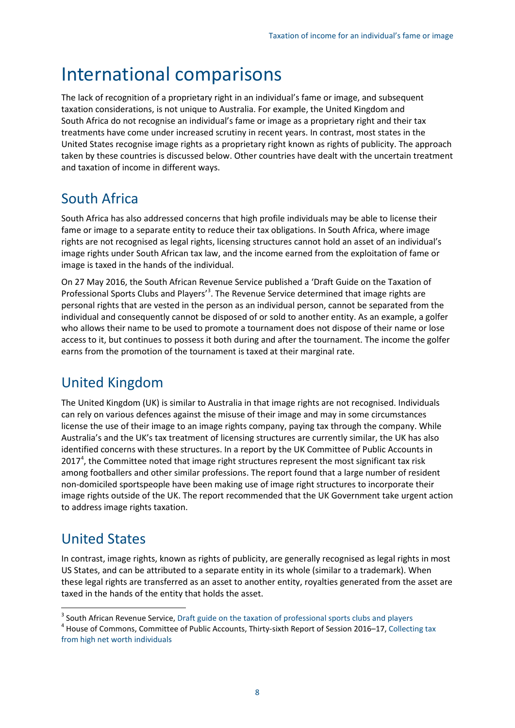# International comparisons

The lack of recognition of a proprietary right in an individual's fame or image, and subsequent taxation considerations, is not unique to Australia. For example, the United Kingdom and South Africa do not recognise an individual's fame or image as a proprietary right and their tax treatments have come under increased scrutiny in recent years. In contrast, most states in the United States recognise image rights as a proprietary right known as rights of publicity. The approach taken by these countries is discussed below. Other countries have dealt with the uncertain treatment and taxation of income in different ways.

## South Africa

South Africa has also addressed concerns that high profile individuals may be able to license their fame or image to a separate entity to reduce their tax obligations. In South Africa, where image rights are not recognised as legal rights, licensing structures cannot hold an asset of an individual's image rights under South African tax law, and the income earned from the exploitation of fame or image is taxed in the hands of the individual.

On 27 May 2016, the South African Revenue Service published a 'Draft Guide on the Taxation of Professional Sports Clubs and Players'[3]. The Revenue Service determined that image rights are personal rights that are vested in the person as an individual person, cannot be separated from the individual and consequently cannot be disposed of or sold to another entity. As an example, a golfer who allows their name to be used to promote a tournament does not dispose of their name or lose access to it, but continues to possess it both during and after the tournament. The income the golfer earns from the promotion of the tournament is taxed at their marginal rate.

## United Kingdom

The United Kingdom (UK) is similar to Australia in that image rights are not recognised. Individuals can rely on various defences against the misuse of their image and may in some circumstances license the use of their image to an image rights company, paying tax through the company. While Australia's and the UK's tax treatment of licensing structures are currently similar, the UK has also identified concerns with these structures. In a report by the UK Committee of Public Accounts in 2017[4], the Committee noted that image right structures represent the most significant tax risk among footballers and other similar professions. The report found that a large number of resident non-domiciled sportspeople have been making use of image right structures to incorporate their image rights outside of the UK. The report recommended that the UK Government take urgent action to address image rights taxation.

## United States

In contrast, image rights, known as rights of publicity, are generally recognised as legal rights in most US States, and can be attributed to a separate entity in its whole (similar to a trademark). When these legal rights are transferred as an asset to another entity, royalties generated from the asset are taxed in the hands of the entity that holds the asset.

---

[3] South African Revenue Service, Draft guide on the taxation of professional sports clubs and players

[4] House of Commons, Committee of Public Accounts, Thirty-sixth Report of Session 2016–17, Collecting tax from high net worth individuals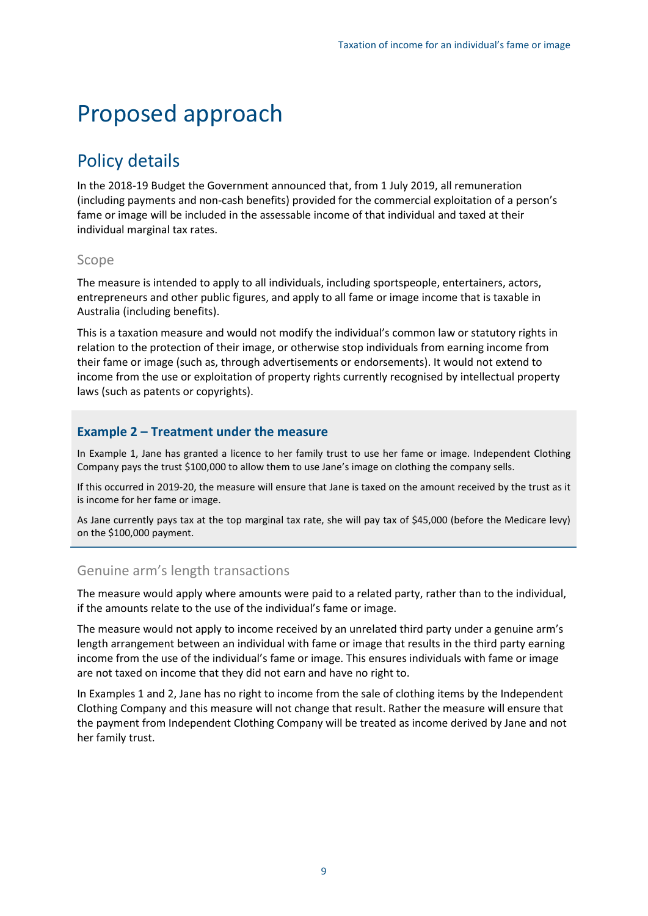# Proposed approach

## Policy details

In the 2018-19 Budget the Government announced that, from 1 July 2019, all remuneration (including payments and non-cash benefits) provided for the commercial exploitation of a person's fame or image will be included in the assessable income of that individual and taxed at their individual marginal tax rates.

### Scope

The measure is intended to apply to all individuals, including sportspeople, entertainers, actors, entrepreneurs and other public figures, and apply to all fame or image income that is taxable in Australia (including benefits).

This is a taxation measure and would not modify the individual's common law or statutory rights in relation to the protection of their image, or otherwise stop individuals from earning income from their fame or image (such as, through advertisements or endorsements). It would not extend to income from the use or exploitation of property rights currently recognised by intellectual property laws (such as patents or copyrights).

#### Example 2 – Treatment under the measure

In Example 1, Jane has granted a licence to her family trust to use her fame or image. Independent Clothing Company pays the trust $100,000 to allow them to use Jane's image on clothing the company sells.

If this occurred in 2019-20, the measure will ensure that Jane is taxed on the amount received by the trust as it is income for her fame or image.

As Jane currently pays tax at the top marginal tax rate, she will pay tax of $45,000 (before the Medicare levy) on the $100,000 payment.

### Genuine arm's length transactions

The measure would apply where amounts were paid to a related party, rather than to the individual, if the amounts relate to the use of the individual's fame or image.

The measure would not apply to income received by an unrelated third party under a genuine arm's length arrangement between an individual with fame or image that results in the third party earning income from the use of the individual's fame or image. This ensures individuals with fame or image are not taxed on income that they did not earn and have no right to.

In Examples 1 and 2, Jane has no right to income from the sale of clothing items by the Independent Clothing Company and this measure will not change that result. Rather the measure will ensure that the payment from Independent Clothing Company will be treated as income derived by Jane and not her family trust.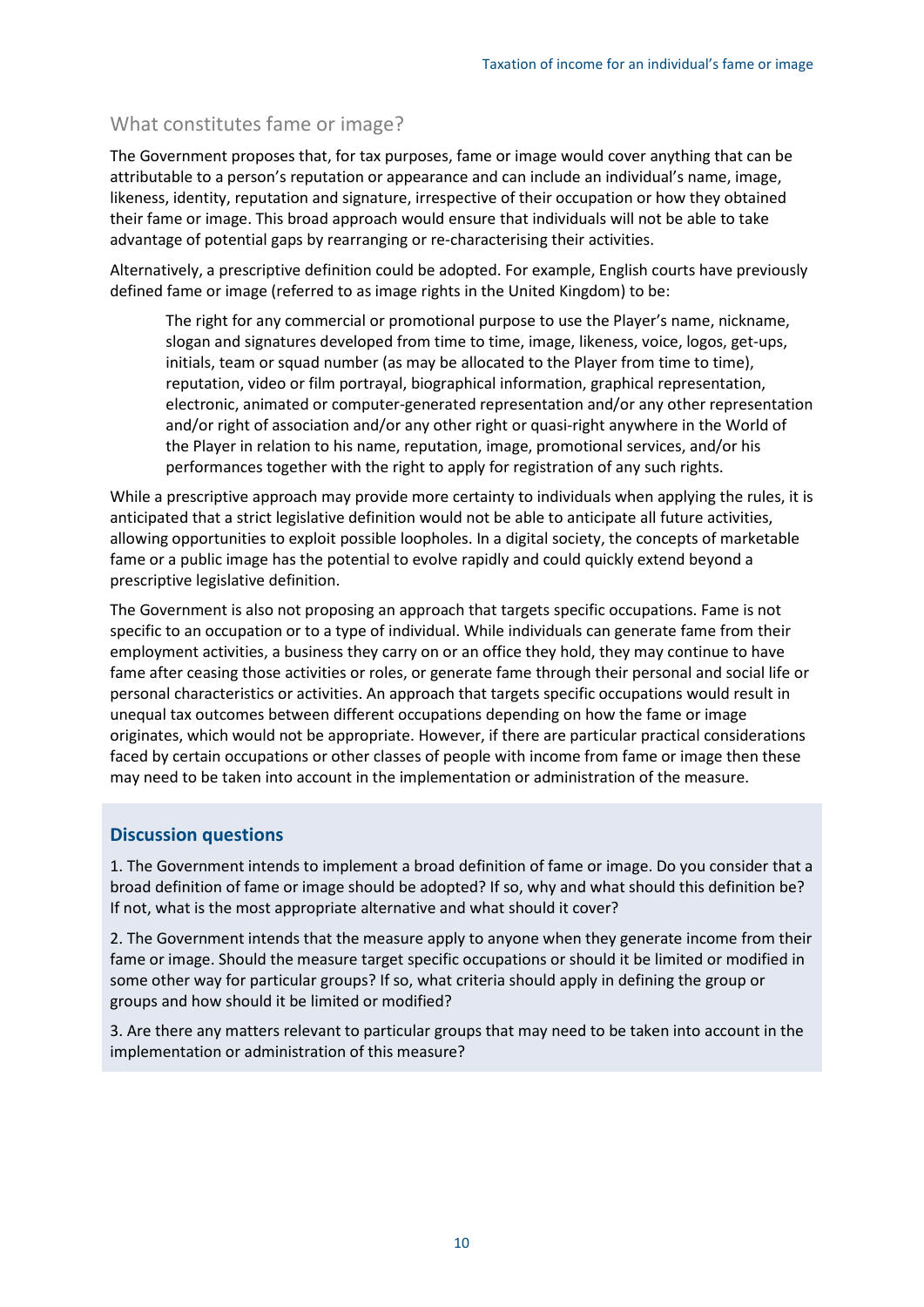## What constitutes fame or image?

The Government proposes that, for tax purposes, fame or image would cover anything that can be attributable to a person's reputation or appearance and can include an individual's name, image, likeness, identity, reputation and signature, irrespective of their occupation or how they obtained their fame or image. This broad approach would ensure that individuals will not be able to take advantage of potential gaps by rearranging or re-characterising their activities.

Alternatively, a prescriptive definition could be adopted. For example, English courts have previously defined fame or image (referred to as image rights in the United Kingdom) to be:

> The right for any commercial or promotional purpose to use the Player's name, nickname, slogan and signatures developed from time to time, image, likeness, voice, logos, get-ups, initials, team or squad number (as may be allocated to the Player from time to time), reputation, video or film portrayal, biographical information, graphical representation, electronic, animated or computer-generated representation and/or any other representation and/or right of association and/or any other right or quasi-right anywhere in the World of the Player in relation to his name, reputation, image, promotional services, and/or his performances together with the right to apply for registration of any such rights.

While a prescriptive approach may provide more certainty to individuals when applying the rules, it is anticipated that a strict legislative definition would not be able to anticipate all future activities, allowing opportunities to exploit possible loopholes. In a digital society, the concepts of marketable fame or a public image has the potential to evolve rapidly and could quickly extend beyond a prescriptive legislative definition.

The Government is also not proposing an approach that targets specific occupations. Fame is not specific to an occupation or to a type of individual. While individuals can generate fame from their employment activities, a business they carry on or an office they hold, they may continue to have fame after ceasing those activities or roles, or generate fame through their personal and social life or personal characteristics or activities. An approach that targets specific occupations would result in unequal tax outcomes between different occupations depending on how the fame or image originates, which would not be appropriate. However, if there are particular practical considerations faced by certain occupations or other classes of people with income from fame or image then these may need to be taken into account in the implementation or administration of the measure.

### Discussion questions

1. The Government intends to implement a broad definition of fame or image. Do you consider that a broad definition of fame or image should be adopted? If so, why and what should this definition be? If not, what is the most appropriate alternative and what should it cover?

2. The Government intends that the measure apply to anyone when they generate income from their fame or image. Should the measure target specific occupations or should it be limited or modified in some other way for particular groups? If so, what criteria should apply in defining the group or groups and how should it be limited or modified?

3. Are there any matters relevant to particular groups that may need to be taken into account in the implementation or administration of this measure?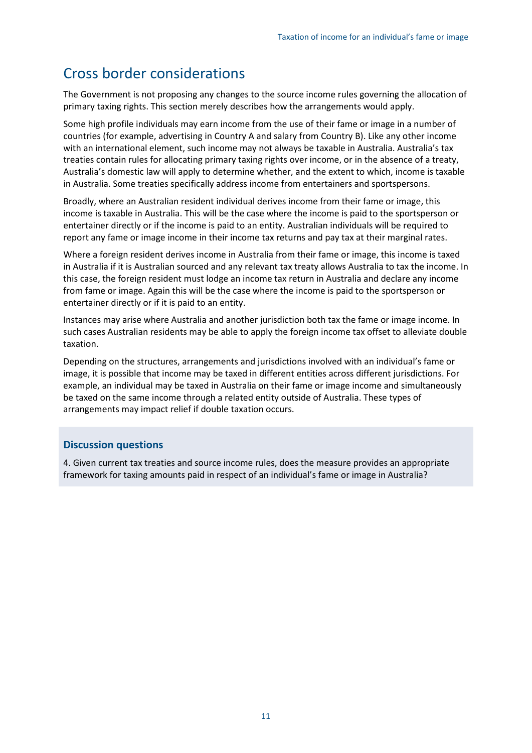## Cross border considerations

The Government is not proposing any changes to the source income rules governing the allocation of primary taxing rights. This section merely describes how the arrangements would apply.

Some high profile individuals may earn income from the use of their fame or image in a number of countries (for example, advertising in Country A and salary from Country B). Like any other income with an international element, such income may not always be taxable in Australia. Australia's tax treaties contain rules for allocating primary taxing rights over income, or in the absence of a treaty, Australia's domestic law will apply to determine whether, and the extent to which, income is taxable in Australia. Some treaties specifically address income from entertainers and sportspersons.

Broadly, where an Australian resident individual derives income from their fame or image, this income is taxable in Australia. This will be the case where the income is paid to the sportsperson or entertainer directly or if the income is paid to an entity. Australian individuals will be required to report any fame or image income in their income tax returns and pay tax at their marginal rates.

Where a foreign resident derives income in Australia from their fame or image, this income is taxed in Australia if it is Australian sourced and any relevant tax treaty allows Australia to tax the income. In this case, the foreign resident must lodge an income tax return in Australia and declare any income from fame or image. Again this will be the case where the income is paid to the sportsperson or entertainer directly or if it is paid to an entity.

Instances may arise where Australia and another jurisdiction both tax the fame or image income. In such cases Australian residents may be able to apply the foreign income tax offset to alleviate double taxation.

Depending on the structures, arrangements and jurisdictions involved with an individual's fame or image, it is possible that income may be taxed in different entities across different jurisdictions. For example, an individual may be taxed in Australia on their fame or image income and simultaneously be taxed on the same income through a related entity outside of Australia. These types of arrangements may impact relief if double taxation occurs.

### Discussion questions

4. Given current tax treaties and source income rules, does the measure provides an appropriate framework for taxing amounts paid in respect of an individual's fame or image in Australia?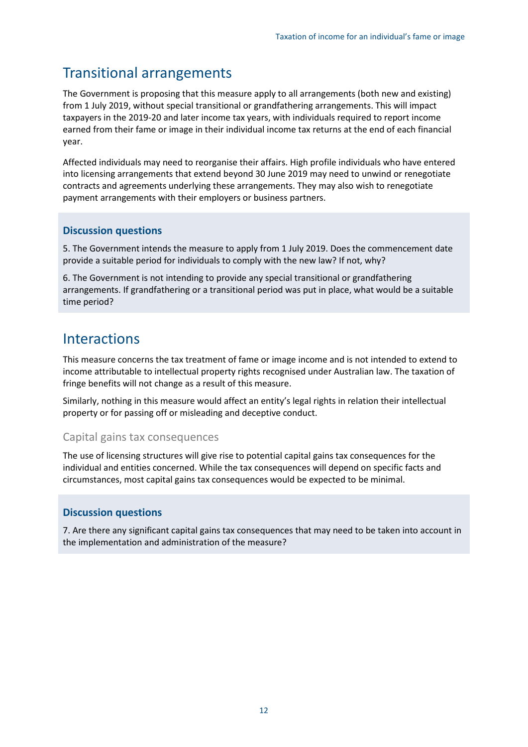## Transitional arrangements

The Government is proposing that this measure apply to all arrangements (both new and existing) from 1 July 2019, without special transitional or grandfathering arrangements. This will impact taxpayers in the 2019-20 and later income tax years, with individuals required to report income earned from their fame or image in their individual income tax returns at the end of each financial year.

Affected individuals may need to reorganise their affairs. High profile individuals who have entered into licensing arrangements that extend beyond 30 June 2019 may need to unwind or renegotiate contracts and agreements underlying these arrangements. They may also wish to renegotiate payment arrangements with their employers or business partners.

### Discussion questions

5. The Government intends the measure to apply from 1 July 2019. Does the commencement date provide a suitable period for individuals to comply with the new law? If not, why?

6. The Government is not intending to provide any special transitional or grandfathering arrangements. If grandfathering or a transitional period was put in place, what would be a suitable time period?

## Interactions

This measure concerns the tax treatment of fame or image income and is not intended to extend to income attributable to intellectual property rights recognised under Australian law. The taxation of fringe benefits will not change as a result of this measure.

Similarly, nothing in this measure would affect an entity's legal rights in relation their intellectual property or for passing off or misleading and deceptive conduct.

### Capital gains tax consequences

The use of licensing structures will give rise to potential capital gains tax consequences for the individual and entities concerned. While the tax consequences will depend on specific facts and circumstances, most capital gains tax consequences would be expected to be minimal.

### Discussion questions

7. Are there any significant capital gains tax consequences that may need to be taken into account in the implementation and administration of the measure?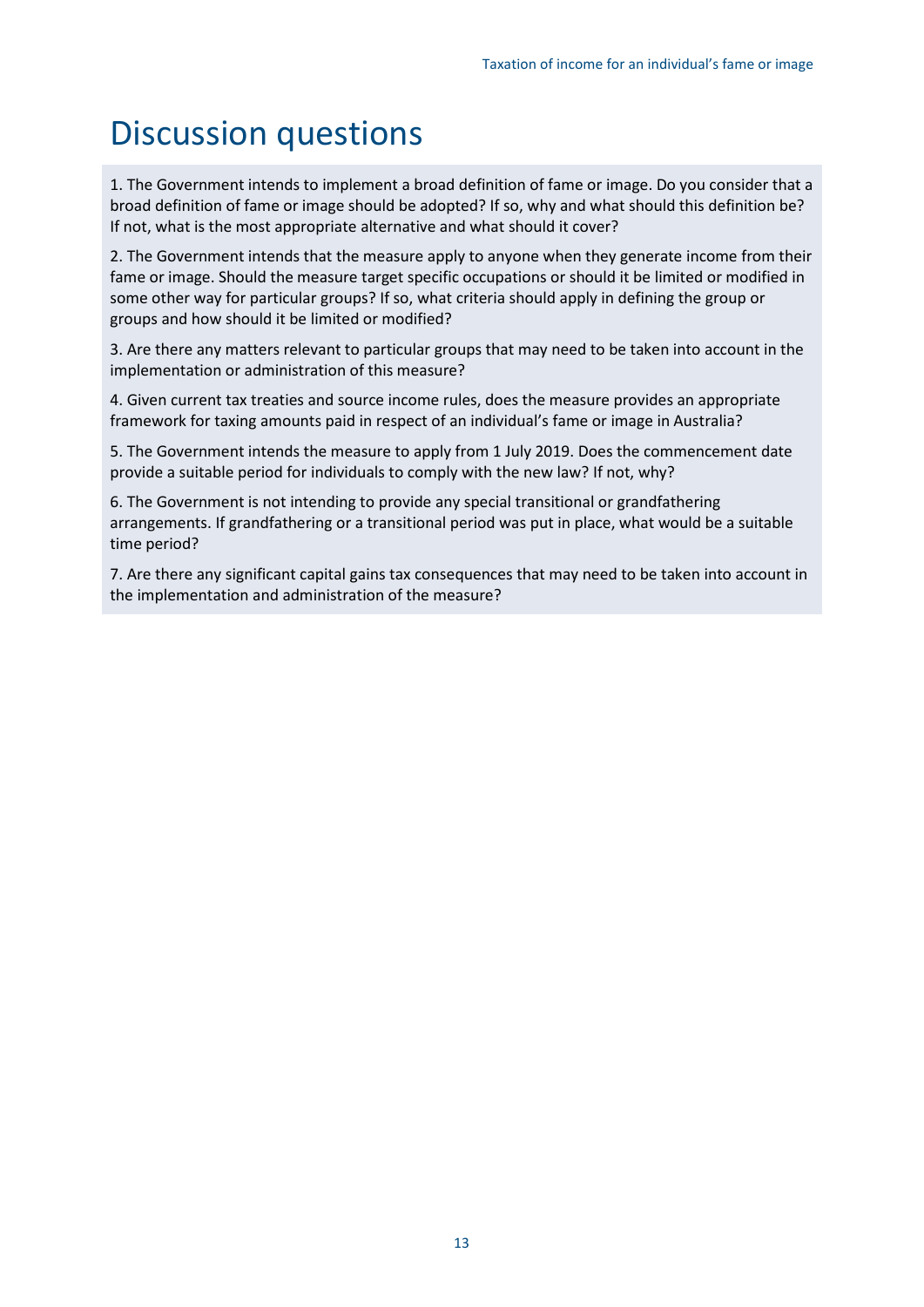# Discussion questions

1. The Government intends to implement a broad definition of fame or image. Do you consider that a broad definition of fame or image should be adopted? If so, why and what should this definition be? If not, what is the most appropriate alternative and what should it cover?

2. The Government intends that the measure apply to anyone when they generate income from their fame or image. Should the measure target specific occupations or should it be limited or modified in some other way for particular groups? If so, what criteria should apply in defining the group or groups and how should it be limited or modified?

3. Are there any matters relevant to particular groups that may need to be taken into account in the implementation or administration of this measure?

4. Given current tax treaties and source income rules, does the measure provides an appropriate framework for taxing amounts paid in respect of an individual's fame or image in Australia?

5. The Government intends the measure to apply from 1 July 2019. Does the commencement date provide a suitable period for individuals to comply with the new law? If not, why?

6. The Government is not intending to provide any special transitional or grandfathering arrangements. If grandfathering or a transitional period was put in place, what would be a suitable time period?

7. Are there any significant capital gains tax consequences that may need to be taken into account in the implementation and administration of the measure?